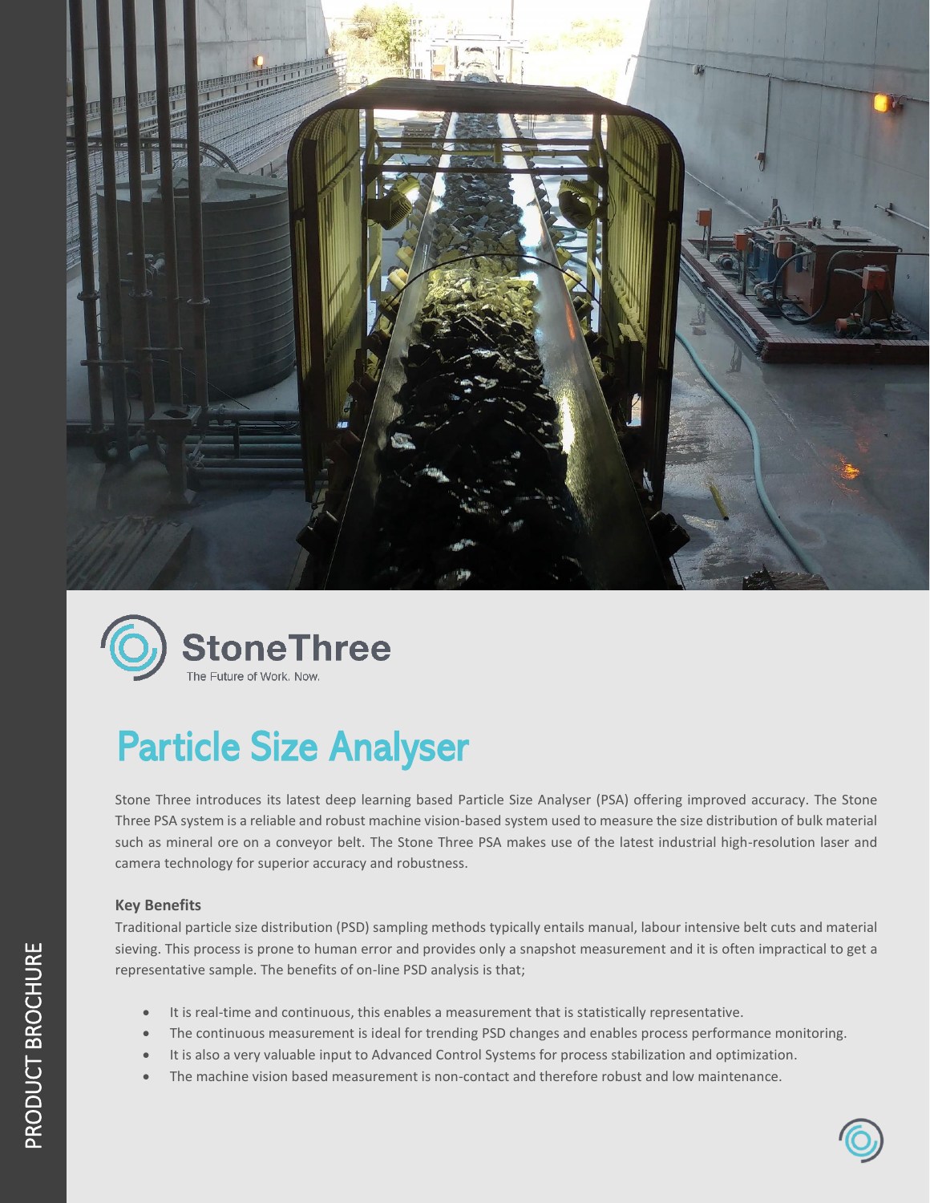StoneThree

The Future of Work. Now.

# Particle Size Analyser

Stone Three introduces its latest deep learning based Particle Size Analyser (PSA) offering improved accuracy. The Stone Three PSA system is a reliable and robust machine vision-based system used to measure the size distribution of bulk material such as mineral ore on a conveyor belt. The Stone Three PSA makes use of the latest industrial high-resolution laser and camera technology for superior accuracy and robustness.

### Key Benefits

Traditional particle size distribution (PSD) sampling methods typically entails manual, labour intensive belt cuts and material sieving. This process is prone to human error and provides only a snapshot measurement and it is often impractical to get a representative sample. The benefits of on-line PSD analysis is that;

- It is real-time and continuous, this enables a measurement that is statistically representative.
- The continuous measurement is ideal for trending PSD changes and enables process performance monitoring.
- It is also a very valuable input to Advanced Control Systems for process stabilization and optimization.
- The machine vision based measurement is non-contact and therefore robust and low maintenance.

PRODUCT BROCHURE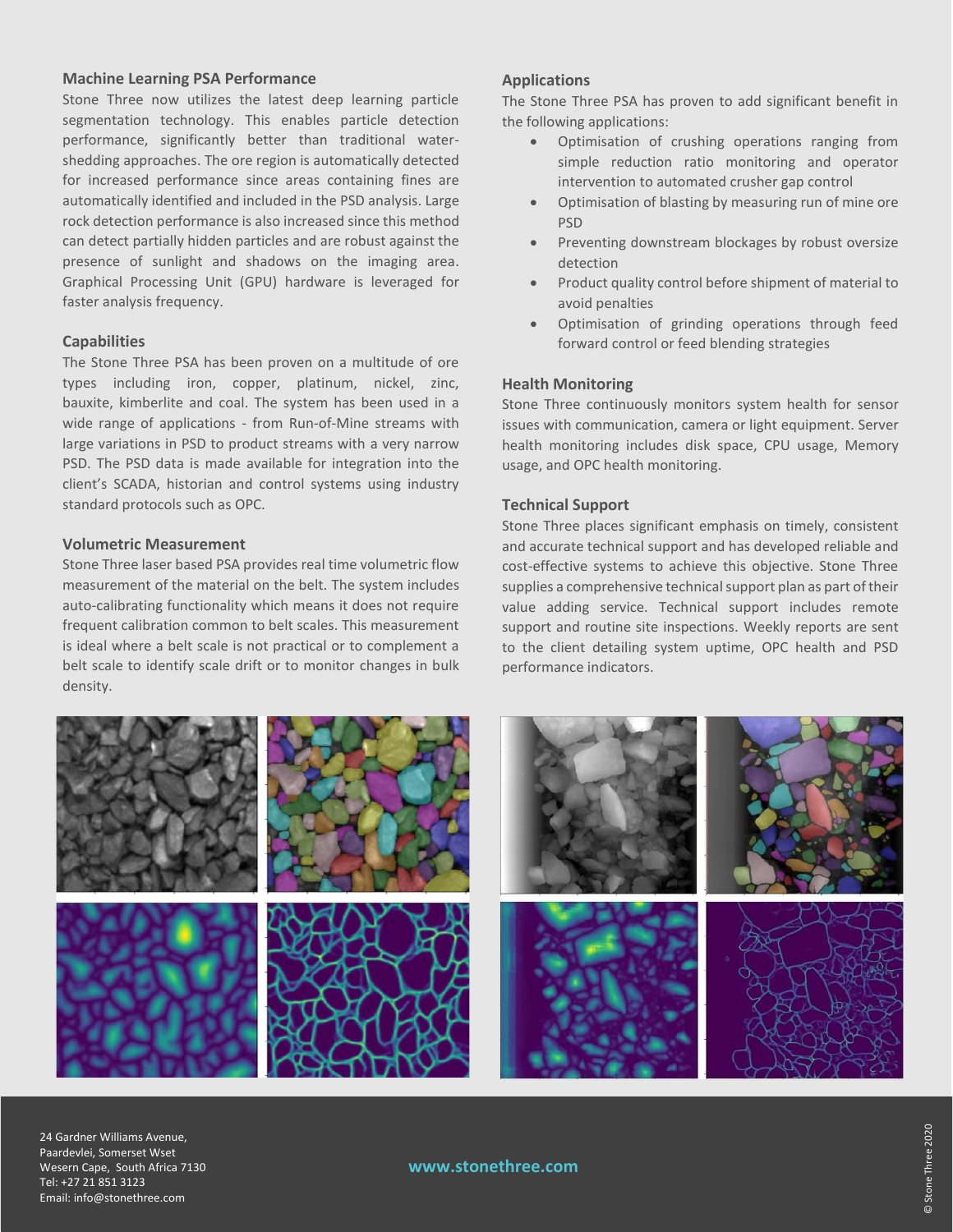## Machine Learning PSA Performance

Stone Three now utilizes the latest deep learning particle segmentation technology. This enables particle detection performance, significantly better than traditional water-shedding approaches. The ore region is automatically detected for increased performance since areas containing fines are automatically identified and included in the PSD analysis. Large rock detection performance is also increased since this method can detect partially hidden particles and are robust against the presence of sunlight and shadows on the imaging area. Graphical Processing Unit (GPU) hardware is leveraged for faster analysis frequency.

## Capabilities

The Stone Three PSA has been proven on a multitude of ore types including iron, copper, platinum, nickel, zinc, bauxite, kimberlite and coal. The system has been used in a wide range of applications - from Run-of-Mine streams with large variations in PSD to product streams with a very narrow PSD. The PSD data is made available for integration into the client's SCADA, historian and control systems using industry standard protocols such as OPC.

## Volumetric Measurement

Stone Three laser based PSA provides real time volumetric flow measurement of the material on the belt. The system includes auto-calibrating functionality which means it does not require frequent calibration common to belt scales. This measurement is ideal where a belt scale is not practical or to complement a belt scale to identify scale drift or to monitor changes in bulk density.

## Applications

The Stone Three PSA has proven to add significant benefit in the following applications:

- Optimisation of crushing operations ranging from simple reduction ratio monitoring and operator intervention to automated crusher gap control
- Optimisation of blasting by measuring run of mine ore PSD
- Preventing downstream blockages by robust oversize detection
- Product quality control before shipment of material to avoid penalties
- Optimisation of grinding operations through feed forward control or feed blending strategies

## Health Monitoring

Stone Three continuously monitors system health for sensor issues with communication, camera or light equipment. Server health monitoring includes disk space, CPU usage, Memory usage, and OPC health monitoring.

## Technical Support

Stone Three places significant emphasis on timely, consistent and accurate technical support and has developed reliable and cost-effective systems to achieve this objective. Stone Three supplies a comprehensive technical support plan as part of their value adding service. Technical support includes remote support and routine site inspections. Weekly reports are sent to the client detailing system uptime, OPC health and PSD performance indicators.

24 Gardner Williams Avenue,
Paardevlei, Somerset Wset
Wesern Cape, South Africa 7130
Tel: +27 21 851 3123
Email: info@stonethree.com

**www.stonethree.com**

© Stone Three 2020